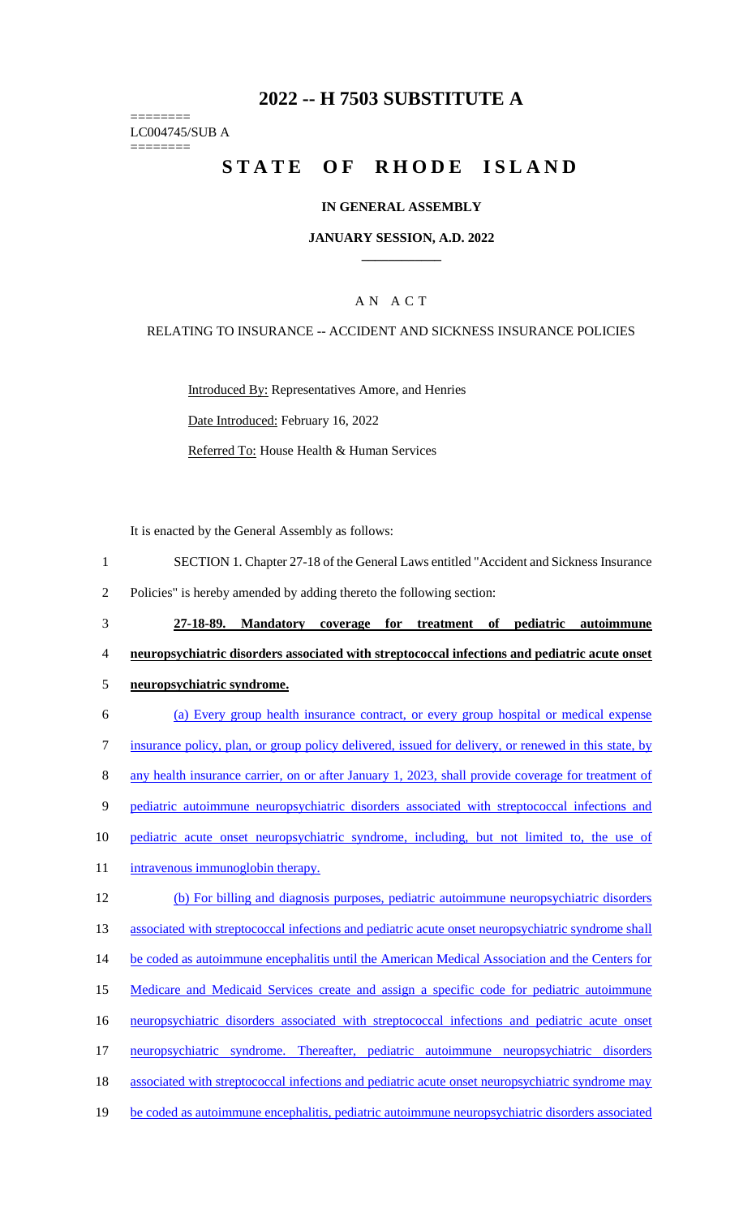# 2022 -- H 7503 SUBSTITUTE A

========
LC004745/SUB A
========

# STATE OF RHODE ISLAND

## IN GENERAL ASSEMBLY

### JANUARY SESSION, A.D. 2022

____________

A N A C T

RELATING TO INSURANCE -- ACCIDENT AND SICKNESS INSURANCE POLICIES

Introduced By: Representatives Amore, and Henries

Date Introduced: February 16, 2022

Referred To: House Health & Human Services

It is enacted by the General Assembly as follows:

1 SECTION 1. Chapter 27-18 of the General Laws entitled "Accident and Sickness Insurance
2 Policies" is hereby amended by adding thereto the following section:

3 **27-18-89. Mandatory coverage for treatment of pediatric autoimmune**
4 **neuropsychiatric disorders associated with streptococcal infections and pediatric acute onset**
5 **neuropsychiatric syndrome.**

6 (a) Every group health insurance contract, or every group hospital or medical expense
7 insurance policy, plan, or group policy delivered, issued for delivery, or renewed in this state, by
8 any health insurance carrier, on or after January 1, 2023, shall provide coverage for treatment of
9 pediatric autoimmune neuropsychiatric disorders associated with streptococcal infections and
10 pediatric acute onset neuropsychiatric syndrome, including, but not limited to, the use of
11 intravenous immunoglobin therapy.

12 (b) For billing and diagnosis purposes, pediatric autoimmune neuropsychiatric disorders
13 associated with streptococcal infections and pediatric acute onset neuropsychiatric syndrome shall
14 be coded as autoimmune encephalitis until the American Medical Association and the Centers for
15 Medicare and Medicaid Services create and assign a specific code for pediatric autoimmune
16 neuropsychiatric disorders associated with streptococcal infections and pediatric acute onset
17 neuropsychiatric syndrome. Thereafter, pediatric autoimmune neuropsychiatric disorders
18 associated with streptococcal infections and pediatric acute onset neuropsychiatric syndrome may
19 be coded as autoimmune encephalitis, pediatric autoimmune neuropsychiatric disorders associated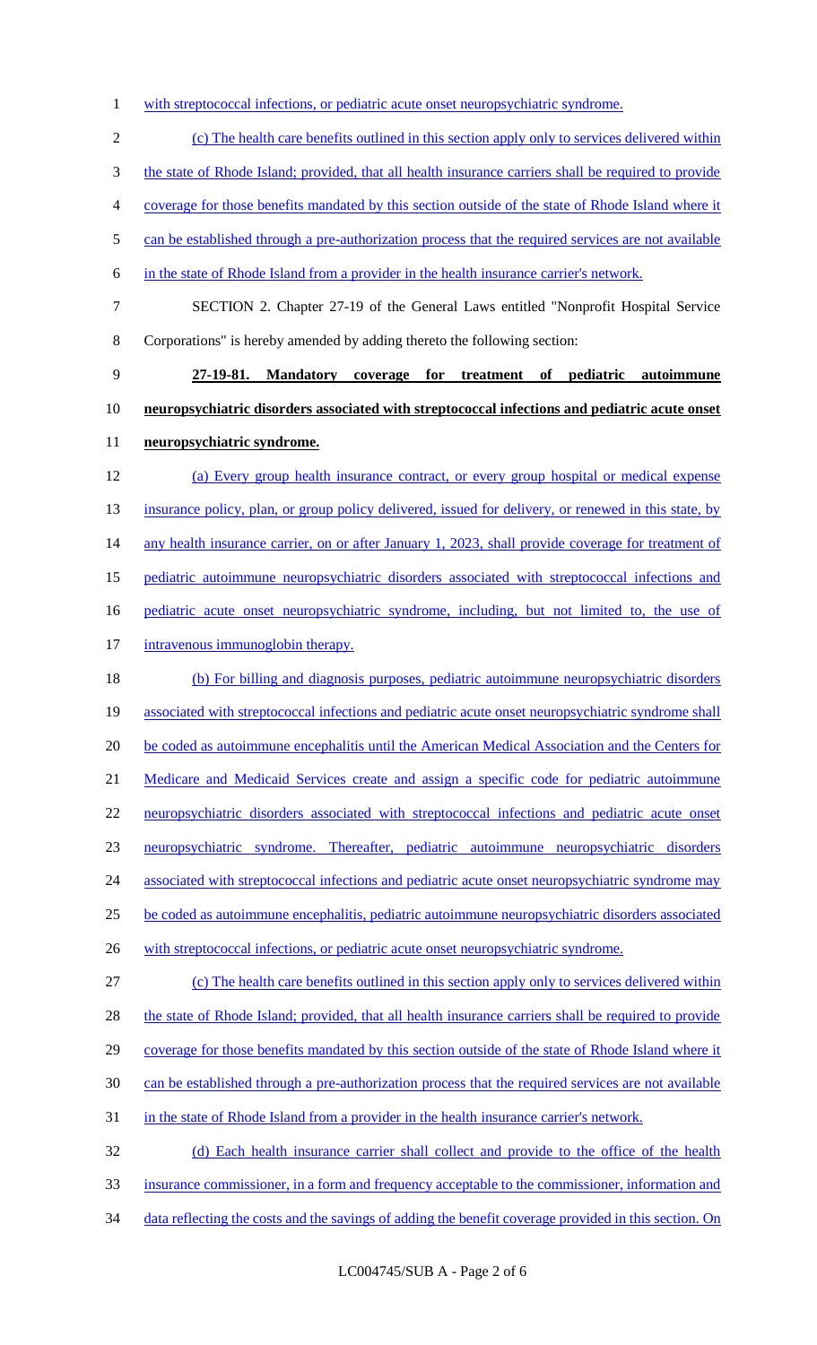with streptococcal infections, or pediatric acute onset neuropsychiatric syndrome.

(c) The health care benefits outlined in this section apply only to services delivered within the state of Rhode Island; provided, that all health insurance carriers shall be required to provide coverage for those benefits mandated by this section outside of the state of Rhode Island where it can be established through a pre-authorization process that the required services are not available in the state of Rhode Island from a provider in the health insurance carrier's network.

SECTION 2. Chapter 27-19 of the General Laws entitled "Nonprofit Hospital Service Corporations" is hereby amended by adding thereto the following section:

**27-19-81. Mandatory coverage for treatment of pediatric autoimmune neuropsychiatric disorders associated with streptococcal infections and pediatric acute onset neuropsychiatric syndrome.**

(a) Every group health insurance contract, or every group hospital or medical expense insurance policy, plan, or group policy delivered, issued for delivery, or renewed in this state, by any health insurance carrier, on or after January 1, 2023, shall provide coverage for treatment of pediatric autoimmune neuropsychiatric disorders associated with streptococcal infections and pediatric acute onset neuropsychiatric syndrome, including, but not limited to, the use of intravenous immunoglobin therapy.

(b) For billing and diagnosis purposes, pediatric autoimmune neuropsychiatric disorders associated with streptococcal infections and pediatric acute onset neuropsychiatric syndrome shall be coded as autoimmune encephalitis until the American Medical Association and the Centers for Medicare and Medicaid Services create and assign a specific code for pediatric autoimmune neuropsychiatric disorders associated with streptococcal infections and pediatric acute onset neuropsychiatric syndrome. Thereafter, pediatric autoimmune neuropsychiatric disorders associated with streptococcal infections and pediatric acute onset neuropsychiatric syndrome may be coded as autoimmune encephalitis, pediatric autoimmune neuropsychiatric disorders associated with streptococcal infections, or pediatric acute onset neuropsychiatric syndrome.

(c) The health care benefits outlined in this section apply only to services delivered within the state of Rhode Island; provided, that all health insurance carriers shall be required to provide coverage for those benefits mandated by this section outside of the state of Rhode Island where it can be established through a pre-authorization process that the required services are not available in the state of Rhode Island from a provider in the health insurance carrier's network.

(d) Each health insurance carrier shall collect and provide to the office of the health insurance commissioner, in a form and frequency acceptable to the commissioner, information and data reflecting the costs and the savings of adding the benefit coverage provided in this section. On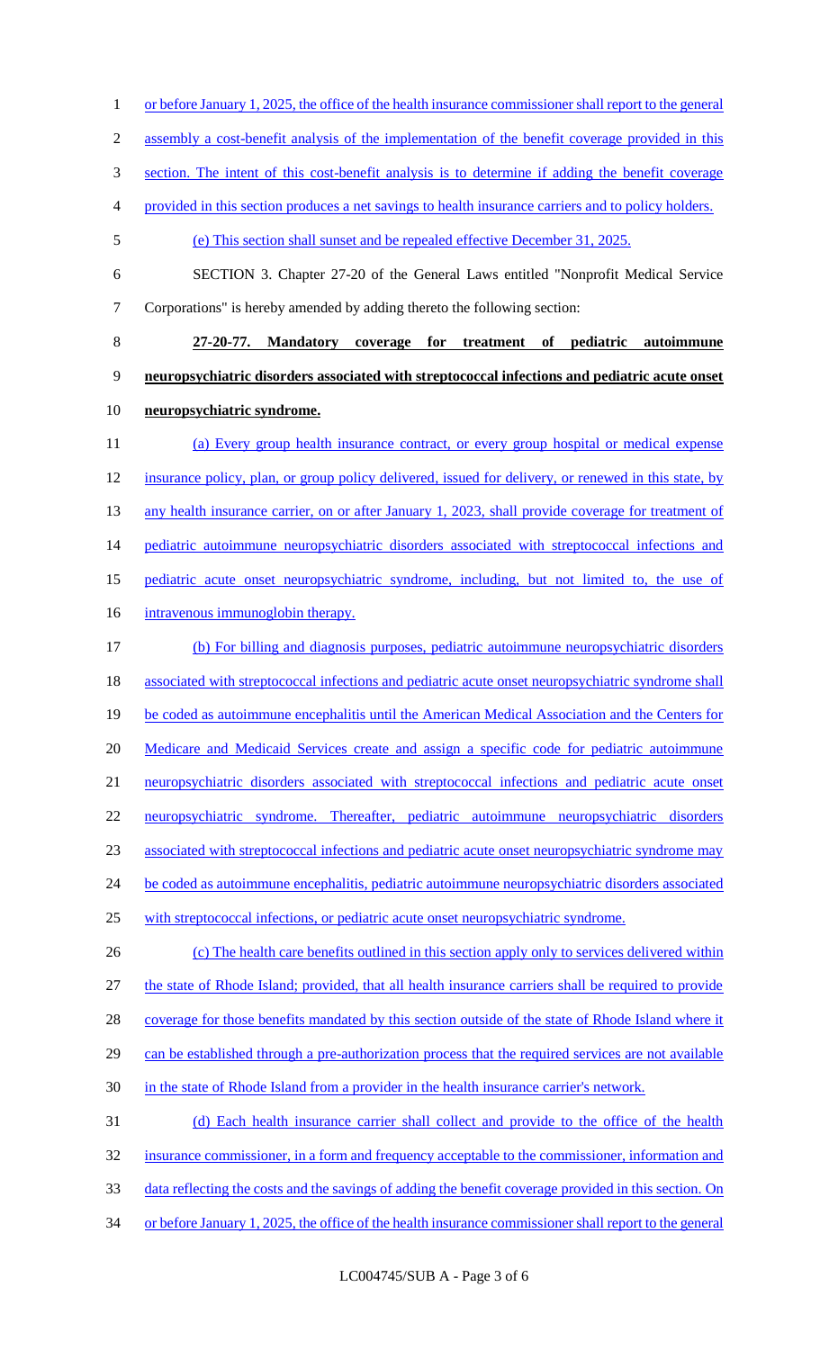or before January 1, 2025, the office of the health insurance commissioner shall report to the general assembly a cost-benefit analysis of the implementation of the benefit coverage provided in this section. The intent of this cost-benefit analysis is to determine if adding the benefit coverage provided in this section produces a net savings to health insurance carriers and to policy holders.

(e) This section shall sunset and be repealed effective December 31, 2025.

SECTION 3. Chapter 27-20 of the General Laws entitled "Nonprofit Medical Service Corporations" is hereby amended by adding thereto the following section:

**27-20-77. Mandatory coverage for treatment of pediatric autoimmune neuropsychiatric disorders associated with streptococcal infections and pediatric acute onset neuropsychiatric syndrome.**

(a) Every group health insurance contract, or every group hospital or medical expense insurance policy, plan, or group policy delivered, issued for delivery, or renewed in this state, by any health insurance carrier, on or after January 1, 2023, shall provide coverage for treatment of pediatric autoimmune neuropsychiatric disorders associated with streptococcal infections and pediatric acute onset neuropsychiatric syndrome, including, but not limited to, the use of intravenous immunoglobin therapy.

(b) For billing and diagnosis purposes, pediatric autoimmune neuropsychiatric disorders associated with streptococcal infections and pediatric acute onset neuropsychiatric syndrome shall be coded as autoimmune encephalitis until the American Medical Association and the Centers for Medicare and Medicaid Services create and assign a specific code for pediatric autoimmune neuropsychiatric disorders associated with streptococcal infections and pediatric acute onset neuropsychiatric syndrome. Thereafter, pediatric autoimmune neuropsychiatric disorders associated with streptococcal infections and pediatric acute onset neuropsychiatric syndrome may be coded as autoimmune encephalitis, pediatric autoimmune neuropsychiatric disorders associated with streptococcal infections, or pediatric acute onset neuropsychiatric syndrome.

(c) The health care benefits outlined in this section apply only to services delivered within the state of Rhode Island; provided, that all health insurance carriers shall be required to provide coverage for those benefits mandated by this section outside of the state of Rhode Island where it can be established through a pre-authorization process that the required services are not available in the state of Rhode Island from a provider in the health insurance carrier's network.

(d) Each health insurance carrier shall collect and provide to the office of the health insurance commissioner, in a form and frequency acceptable to the commissioner, information and data reflecting the costs and the savings of adding the benefit coverage provided in this section. On or before January 1, 2025, the office of the health insurance commissioner shall report to the general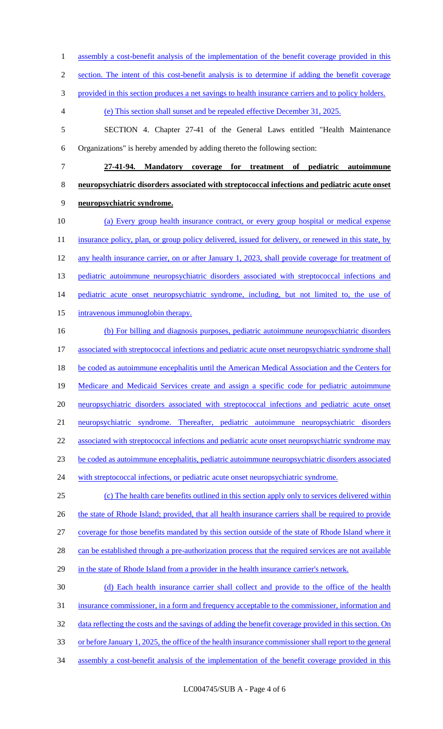assembly a cost-benefit analysis of the implementation of the benefit coverage provided in this section. The intent of this cost-benefit analysis is to determine if adding the benefit coverage provided in this section produces a net savings to health insurance carriers and to policy holders.

(e) This section shall sunset and be repealed effective December 31, 2025.

SECTION 4. Chapter 27-41 of the General Laws entitled "Health Maintenance Organizations" is hereby amended by adding thereto the following section:

**27-41-94. Mandatory coverage for treatment of pediatric autoimmune neuropsychiatric disorders associated with streptococcal infections and pediatric acute onset neuropsychiatric syndrome.**

(a) Every group health insurance contract, or every group hospital or medical expense insurance policy, plan, or group policy delivered, issued for delivery, or renewed in this state, by any health insurance carrier, on or after January 1, 2023, shall provide coverage for treatment of pediatric autoimmune neuropsychiatric disorders associated with streptococcal infections and pediatric acute onset neuropsychiatric syndrome, including, but not limited to, the use of intravenous immunoglobin therapy.

(b) For billing and diagnosis purposes, pediatric autoimmune neuropsychiatric disorders associated with streptococcal infections and pediatric acute onset neuropsychiatric syndrome shall be coded as autoimmune encephalitis until the American Medical Association and the Centers for Medicare and Medicaid Services create and assign a specific code for pediatric autoimmune neuropsychiatric disorders associated with streptococcal infections and pediatric acute onset neuropsychiatric syndrome. Thereafter, pediatric autoimmune neuropsychiatric disorders associated with streptococcal infections and pediatric acute onset neuropsychiatric syndrome may be coded as autoimmune encephalitis, pediatric autoimmune neuropsychiatric disorders associated with streptococcal infections, or pediatric acute onset neuropsychiatric syndrome.

(c) The health care benefits outlined in this section apply only to services delivered within the state of Rhode Island; provided, that all health insurance carriers shall be required to provide coverage for those benefits mandated by this section outside of the state of Rhode Island where it can be established through a pre-authorization process that the required services are not available in the state of Rhode Island from a provider in the health insurance carrier's network.

(d) Each health insurance carrier shall collect and provide to the office of the health insurance commissioner, in a form and frequency acceptable to the commissioner, information and data reflecting the costs and the savings of adding the benefit coverage provided in this section. On or before January 1, 2025, the office of the health insurance commissioner shall report to the general assembly a cost-benefit analysis of the implementation of the benefit coverage provided in this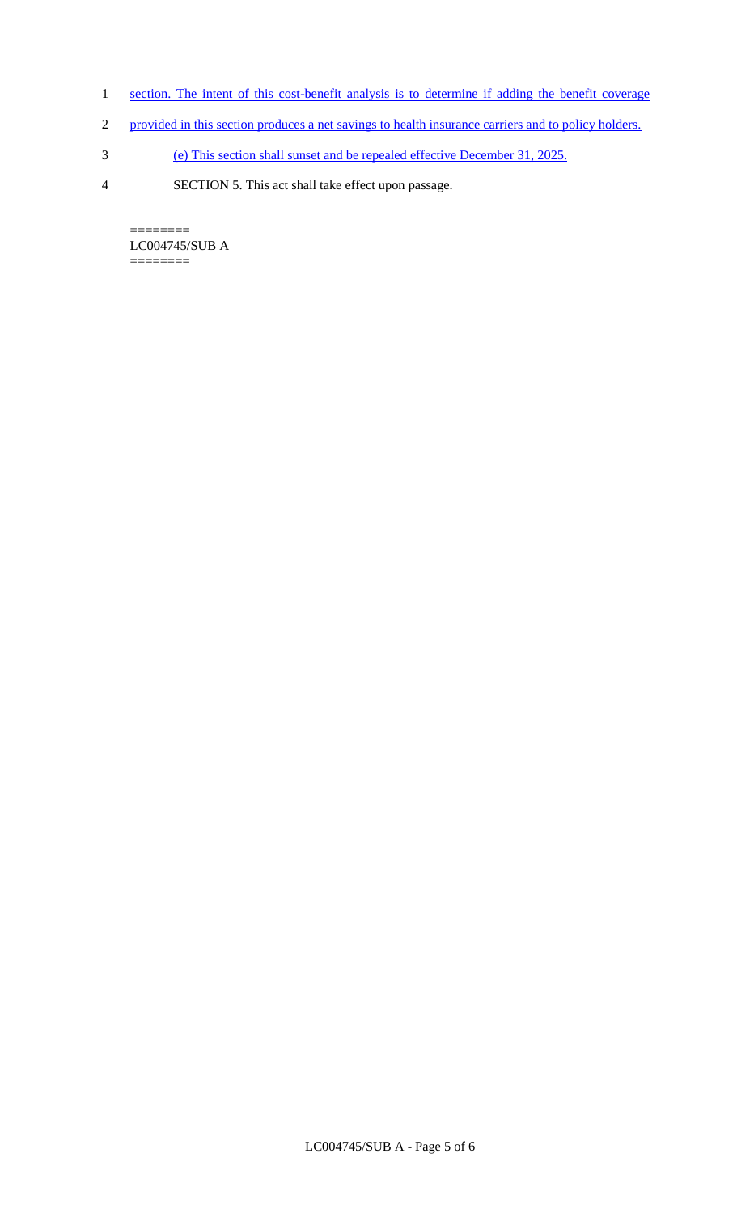section. The intent of this cost-benefit analysis is to determine if adding the benefit coverage provided in this section produces a net savings to health insurance carriers and to policy holders.

(e) This section shall sunset and be repealed effective December 31, 2025.

SECTION 5. This act shall take effect upon passage.

========
LC004745/SUB A
========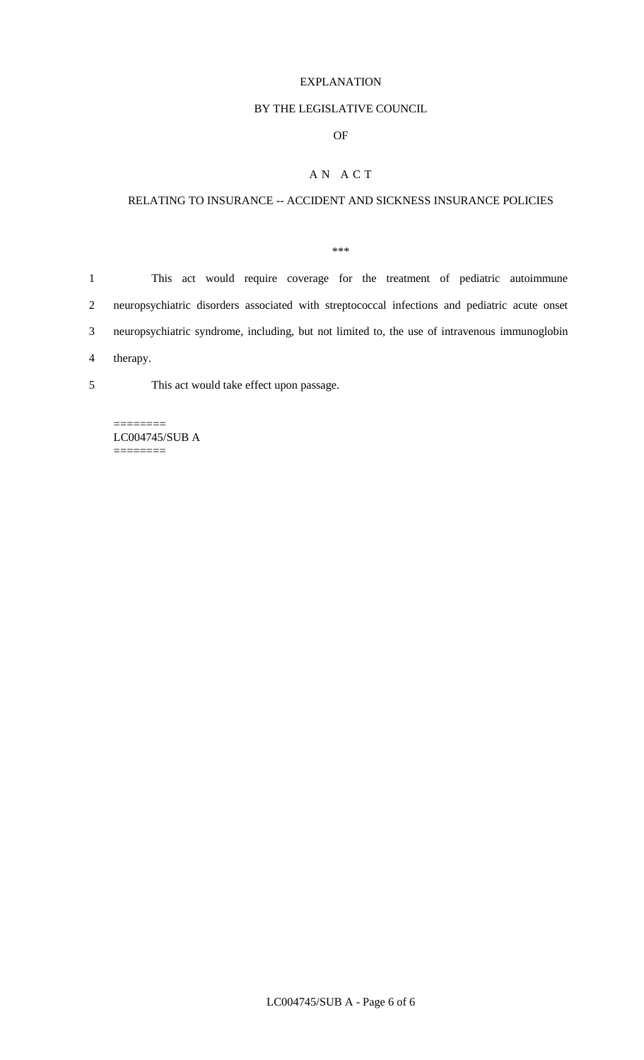EXPLANATION

BY THE LEGISLATIVE COUNCIL

OF

# A N A C T

RELATING TO INSURANCE -- ACCIDENT AND SICKNESS INSURANCE POLICIES

\*\*\*

1 This act would require coverage for the treatment of pediatric autoimmune
2 neuropsychiatric disorders associated with streptococcal infections and pediatric acute onset
3 neuropsychiatric syndrome, including, but not limited to, the use of intravenous immunoglobin
4 therapy.

5 This act would take effect upon passage.

========
LC004745/SUB A
========